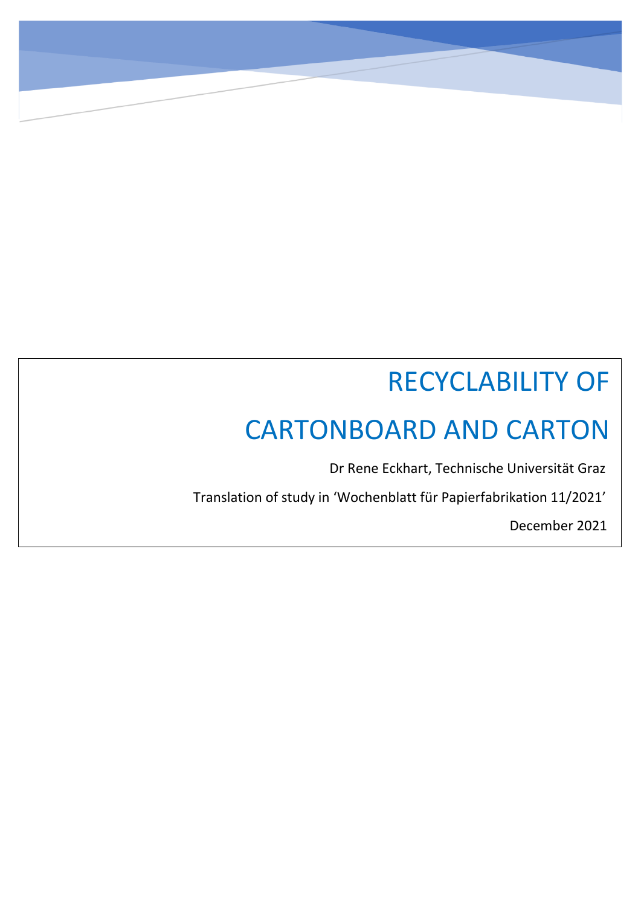# RECYCLABILITY OF CARTONBOARD AND CARTON

Dr Rene Eckhart, Technische Universität Graz

Translation of study in 'Wochenblatt für Papierfabrikation 11/2021'

December 2021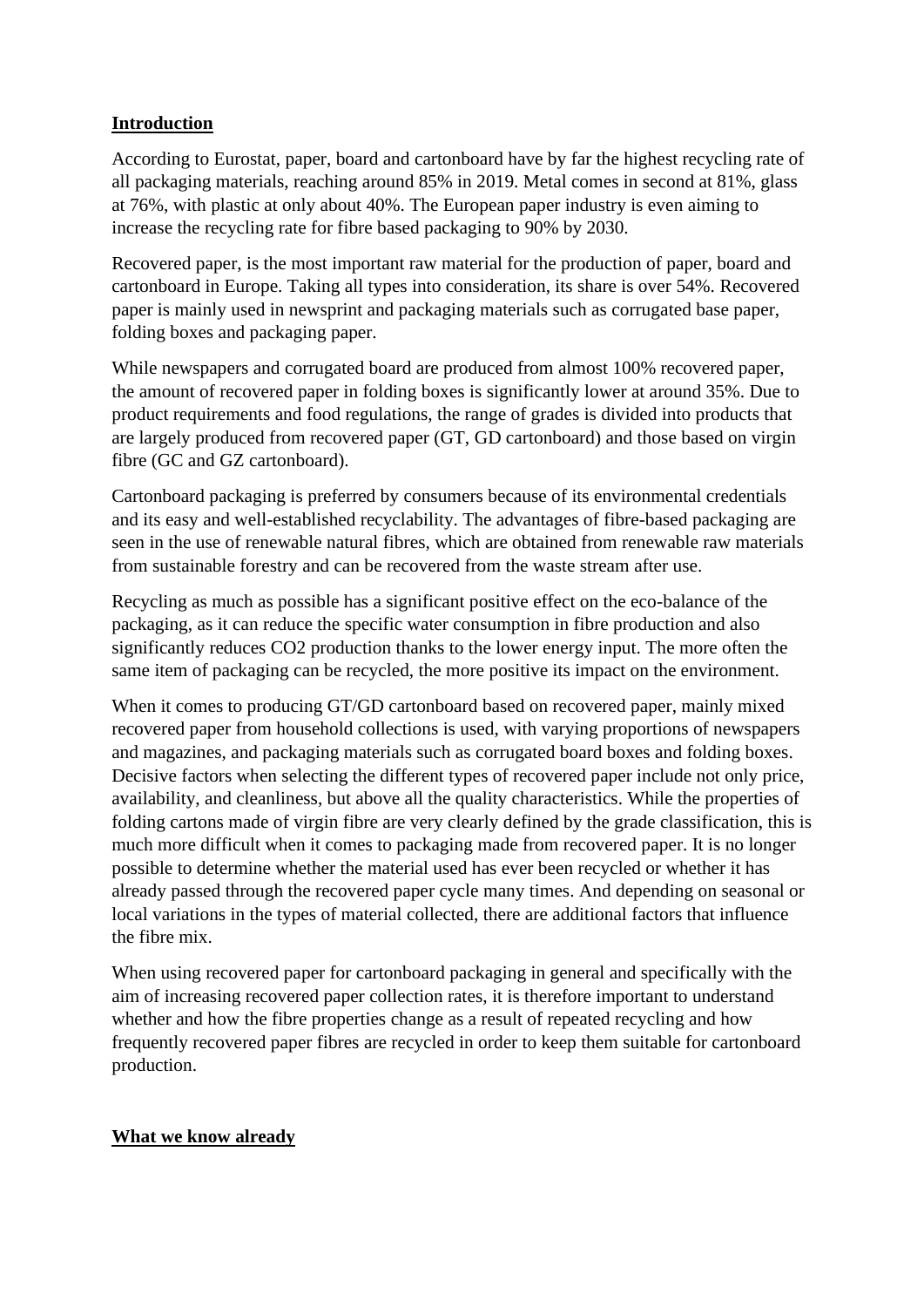## Introduction

According to Eurostat, paper, board and cartonboard have by far the highest recycling rate of all packaging materials, reaching around 85% in 2019. Metal comes in second at 81%, glass at 76%, with plastic at only about 40%. The European paper industry is even aiming to increase the recycling rate for fibre based packaging to 90% by 2030.

Recovered paper, is the most important raw material for the production of paper, board and cartonboard in Europe. Taking all types into consideration, its share is over 54%. Recovered paper is mainly used in newsprint and packaging materials such as corrugated base paper, folding boxes and packaging paper.

While newspapers and corrugated board are produced from almost 100% recovered paper, the amount of recovered paper in folding boxes is significantly lower at around 35%. Due to product requirements and food regulations, the range of grades is divided into products that are largely produced from recovered paper (GT, GD cartonboard) and those based on virgin fibre (GC and GZ cartonboard).

Cartonboard packaging is preferred by consumers because of its environmental credentials and its easy and well-established recyclability. The advantages of fibre-based packaging are seen in the use of renewable natural fibres, which are obtained from renewable raw materials from sustainable forestry and can be recovered from the waste stream after use.

Recycling as much as possible has a significant positive effect on the eco-balance of the packaging, as it can reduce the specific water consumption in fibre production and also significantly reduces $CO_2$ production thanks to the lower energy input. The more often the same item of packaging can be recycled, the more positive its impact on the environment.

When it comes to producing GT/GD cartonboard based on recovered paper, mainly mixed recovered paper from household collections is used, with varying proportions of newspapers and magazines, and packaging materials such as corrugated board boxes and folding boxes. Decisive factors when selecting the different types of recovered paper include not only price, availability, and cleanliness, but above all the quality characteristics. While the properties of folding cartons made of virgin fibre are very clearly defined by the grade classification, this is much more difficult when it comes to packaging made from recovered paper. It is no longer possible to determine whether the material used has ever been recycled or whether it has already passed through the recovered paper cycle many times. And depending on seasonal or local variations in the types of material collected, there are additional factors that influence the fibre mix.

When using recovered paper for cartonboard packaging in general and specifically with the aim of increasing recovered paper collection rates, it is therefore important to understand whether and how the fibre properties change as a result of repeated recycling and how frequently recovered paper fibres are recycled in order to keep them suitable for cartonboard production.

## What we know already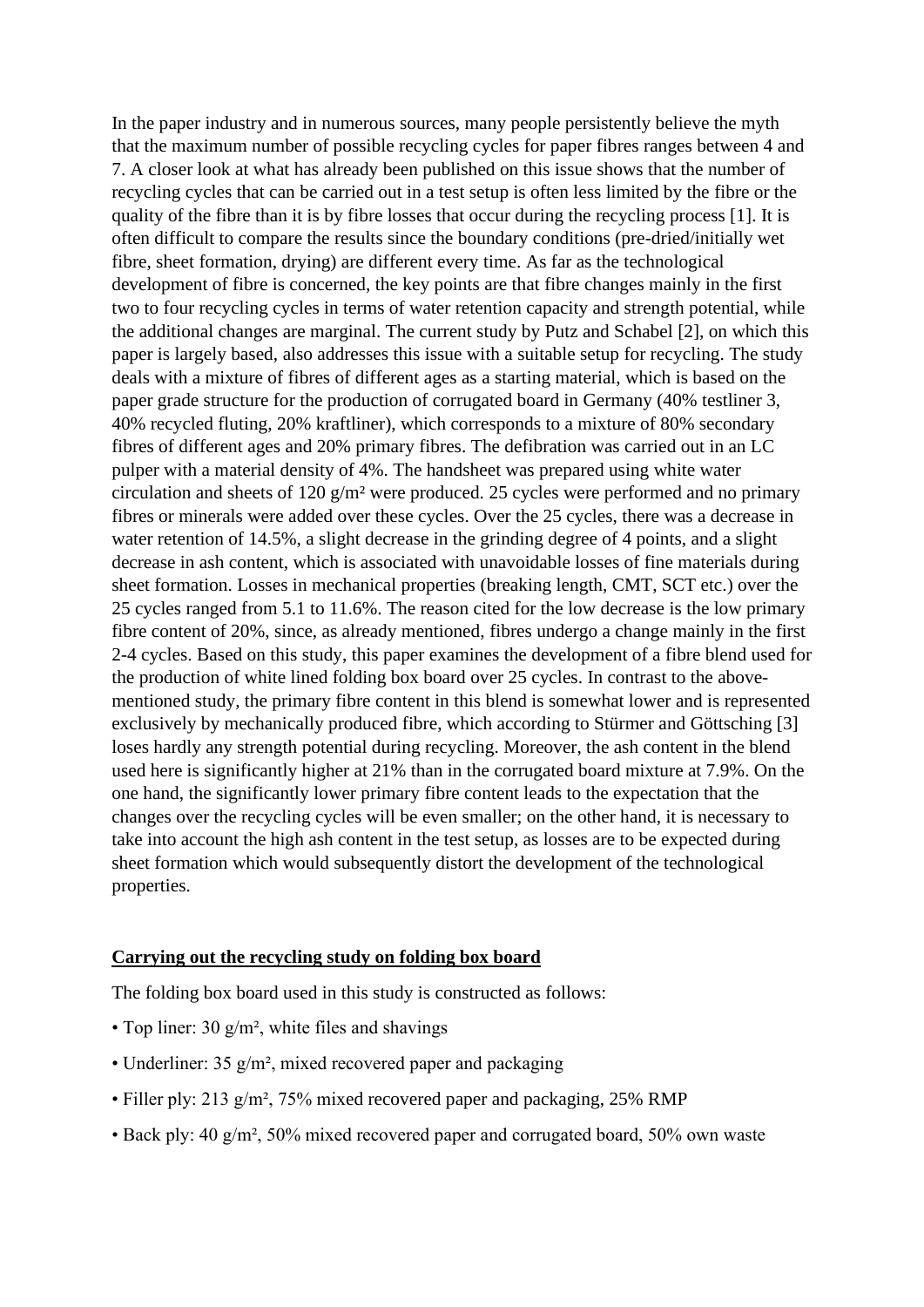In the paper industry and in numerous sources, many people persistently believe the myth that the maximum number of possible recycling cycles for paper fibres ranges between 4 and 7. A closer look at what has already been published on this issue shows that the number of recycling cycles that can be carried out in a test setup is often less limited by the fibre or the quality of the fibre than it is by fibre losses that occur during the recycling process [1]. It is often difficult to compare the results since the boundary conditions (pre-dried/initially wet fibre, sheet formation, drying) are different every time. As far as the technological development of fibre is concerned, the key points are that fibre changes mainly in the first two to four recycling cycles in terms of water retention capacity and strength potential, while the additional changes are marginal. The current study by Putz and Schabel [2], on which this paper is largely based, also addresses this issue with a suitable setup for recycling. The study deals with a mixture of fibres of different ages as a starting material, which is based on the paper grade structure for the production of corrugated board in Germany (40% testliner 3, 40% recycled fluting, 20% kraftliner), which corresponds to a mixture of 80% secondary fibres of different ages and 20% primary fibres. The defibration was carried out in an LC pulper with a material density of 4%. The handsheet was prepared using white water circulation and sheets of 120 g/m² were produced. 25 cycles were performed and no primary fibres or minerals were added over these cycles. Over the 25 cycles, there was a decrease in water retention of 14.5%, a slight decrease in the grinding degree of 4 points, and a slight decrease in ash content, which is associated with unavoidable losses of fine materials during sheet formation. Losses in mechanical properties (breaking length, CMT, SCT etc.) over the 25 cycles ranged from 5.1 to 11.6%. The reason cited for the low decrease is the low primary fibre content of 20%, since, as already mentioned, fibres undergo a change mainly in the first 2-4 cycles. Based on this study, this paper examines the development of a fibre blend used for the production of white lined folding box board over 25 cycles. In contrast to the above-mentioned study, the primary fibre content in this blend is somewhat lower and is represented exclusively by mechanically produced fibre, which according to Stürmer and Göttsching [3] loses hardly any strength potential during recycling. Moreover, the ash content in the blend used here is significantly higher at 21% than in the corrugated board mixture at 7.9%. On the one hand, the significantly lower primary fibre content leads to the expectation that the changes over the recycling cycles will be even smaller; on the other hand, it is necessary to take into account the high ash content in the test setup, as losses are to be expected during sheet formation which would subsequently distort the development of the technological properties.

## Carrying out the recycling study on folding box board

The folding box board used in this study is constructed as follows:

- Top liner: 30 g/m², white files and shavings
- Underliner: 35 g/m², mixed recovered paper and packaging
- Filler ply: 213 g/m², 75% mixed recovered paper and packaging, 25% RMP
- Back ply: 40 g/m², 50% mixed recovered paper and corrugated board, 50% own waste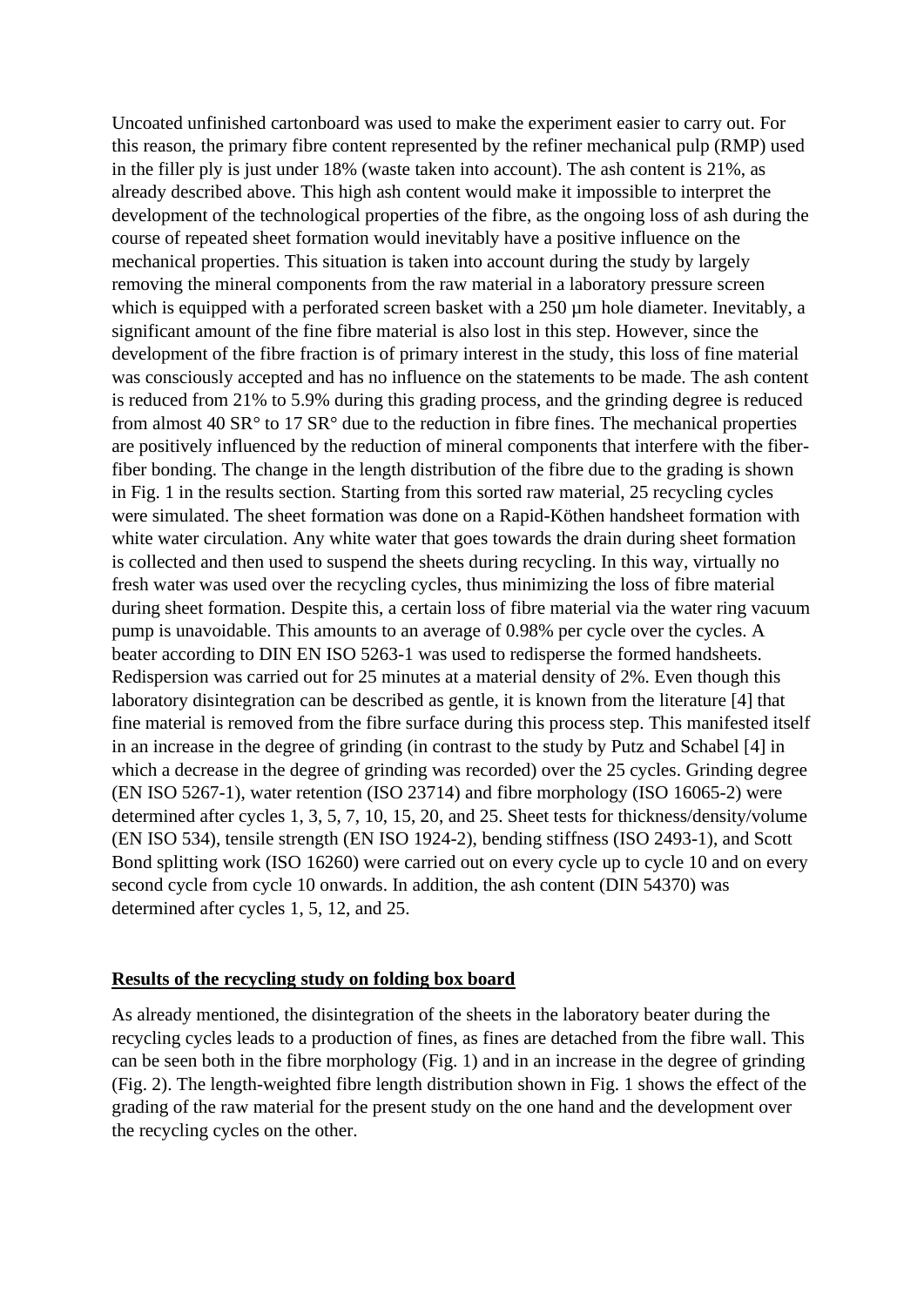Uncoated unfinished cartonboard was used to make the experiment easier to carry out. For this reason, the primary fibre content represented by the refiner mechanical pulp (RMP) used in the filler ply is just under 18% (waste taken into account). The ash content is 21%, as already described above. This high ash content would make it impossible to interpret the development of the technological properties of the fibre, as the ongoing loss of ash during the course of repeated sheet formation would inevitably have a positive influence on the mechanical properties. This situation is taken into account during the study by largely removing the mineral components from the raw material in a laboratory pressure screen which is equipped with a perforated screen basket with a 250 µm hole diameter. Inevitably, a significant amount of the fine fibre material is also lost in this step. However, since the development of the fibre fraction is of primary interest in the study, this loss of fine material was consciously accepted and has no influence on the statements to be made. The ash content is reduced from 21% to 5.9% during this grading process, and the grinding degree is reduced from almost 40 SR° to 17 SR° due to the reduction in fibre fines. The mechanical properties are positively influenced by the reduction of mineral components that interfere with the fiber-fiber bonding. The change in the length distribution of the fibre due to the grading is shown in Fig. 1 in the results section. Starting from this sorted raw material, 25 recycling cycles were simulated. The sheet formation was done on a Rapid-Köthen handsheet formation with white water circulation. Any white water that goes towards the drain during sheet formation is collected and then used to suspend the sheets during recycling. In this way, virtually no fresh water was used over the recycling cycles, thus minimizing the loss of fibre material during sheet formation. Despite this, a certain loss of fibre material via the water ring vacuum pump is unavoidable. This amounts to an average of 0.98% per cycle over the cycles. A beater according to DIN EN ISO 5263-1 was used to redisperse the formed handsheets. Redispersion was carried out for 25 minutes at a material density of 2%. Even though this laboratory disintegration can be described as gentle, it is known from the literature [4] that fine material is removed from the fibre surface during this process step. This manifested itself in an increase in the degree of grinding (in contrast to the study by Putz and Schabel [4] in which a decrease in the degree of grinding was recorded) over the 25 cycles. Grinding degree (EN ISO 5267-1), water retention (ISO 23714) and fibre morphology (ISO 16065-2) were determined after cycles 1, 3, 5, 7, 10, 15, 20, and 25. Sheet tests for thickness/density/volume (EN ISO 534), tensile strength (EN ISO 1924-2), bending stiffness (ISO 2493-1), and Scott Bond splitting work (ISO 16260) were carried out on every cycle up to cycle 10 and on every second cycle from cycle 10 onwards. In addition, the ash content (DIN 54370) was determined after cycles 1, 5, 12, and 25.

## Results of the recycling study on folding box board

As already mentioned, the disintegration of the sheets in the laboratory beater during the recycling cycles leads to a production of fines, as fines are detached from the fibre wall. This can be seen both in the fibre morphology (Fig. 1) and in an increase in the degree of grinding (Fig. 2). The length-weighted fibre length distribution shown in Fig. 1 shows the effect of the grading of the raw material for the present study on the one hand and the development over the recycling cycles on the other.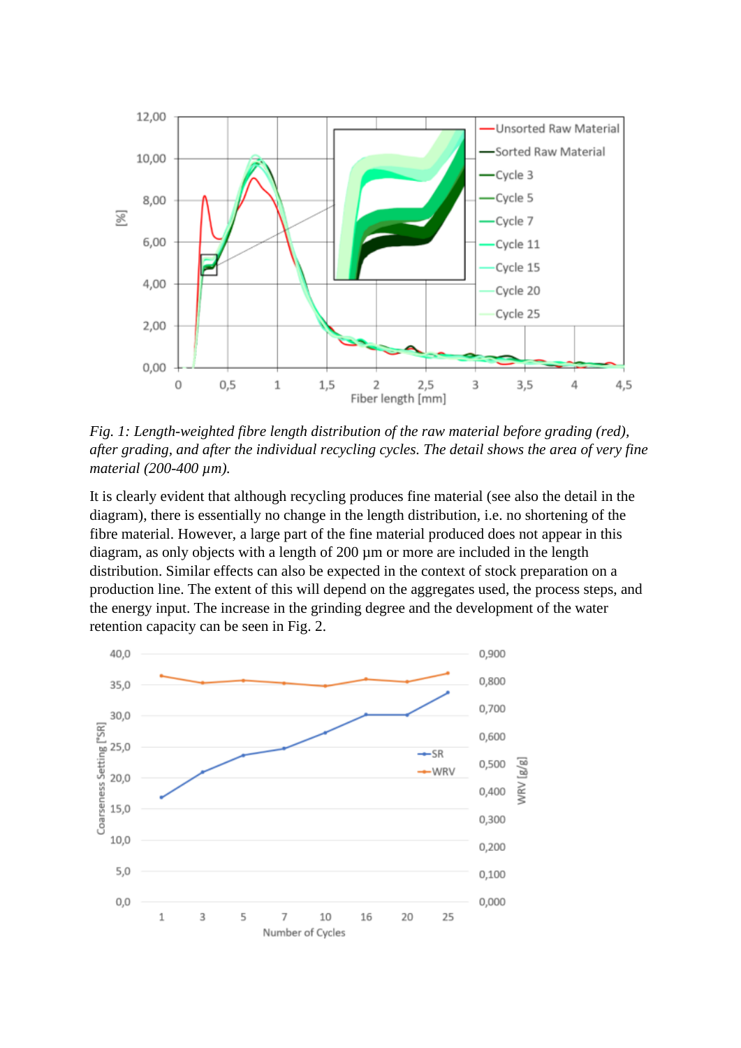*Fig. 1: Length-weighted fibre length distribution of the raw material before grading (red), after grading, and after the individual recycling cycles. The detail shows the area of very fine material (200-400 µm).*

It is clearly evident that although recycling produces fine material (see also the detail in the diagram), there is essentially no change in the length distribution, i.e. no shortening of the fibre material. However, a large part of the fine material produced does not appear in this diagram, as only objects with a length of 200 µm or more are included in the length distribution. Similar effects can also be expected in the context of stock preparation on a production line. The extent of this will depend on the aggregates used, the process steps, and the energy input. The increase in the grinding degree and the development of the water retention capacity can be seen in Fig. 2.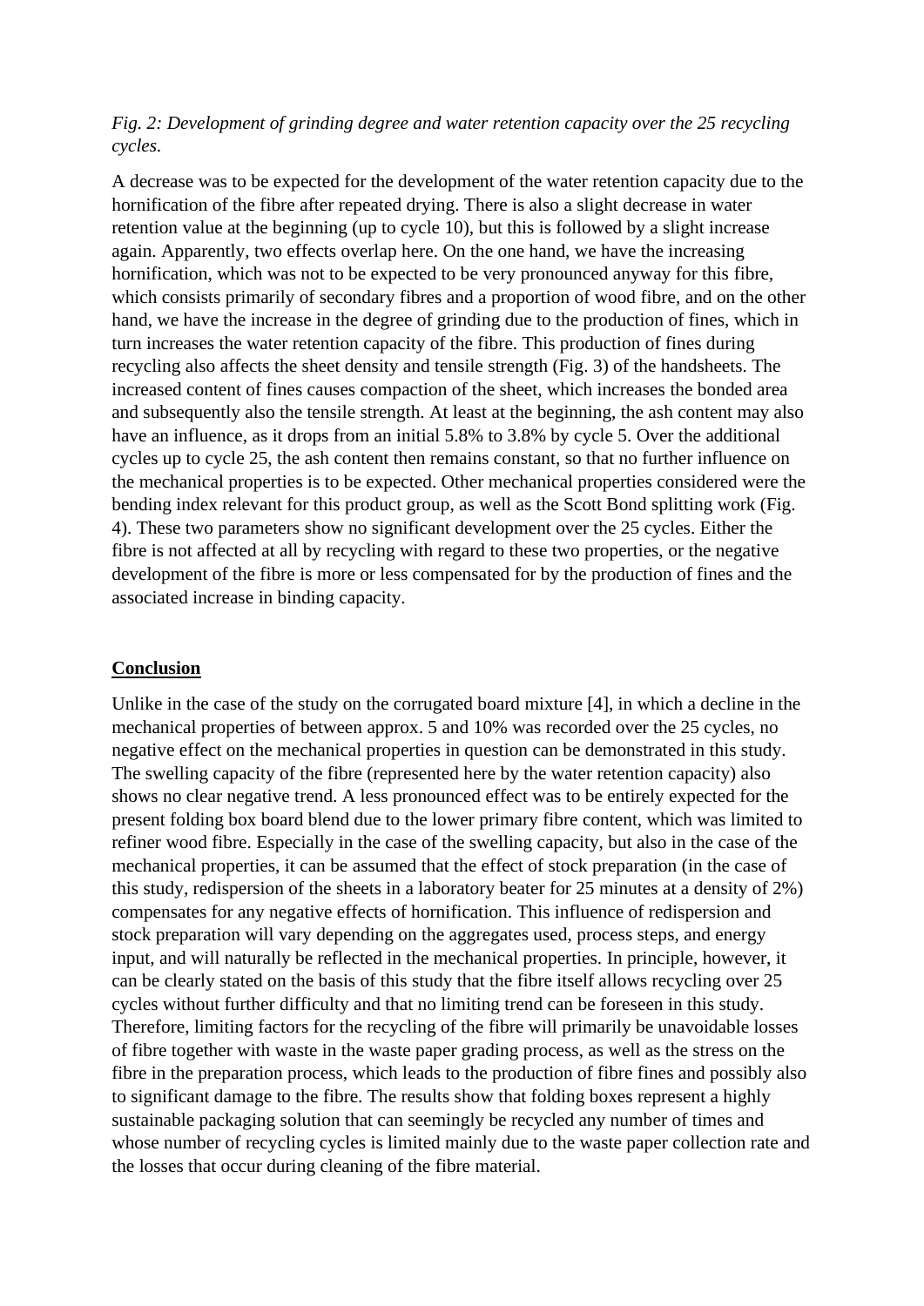*Fig. 2: Development of grinding degree and water retention capacity over the 25 recycling cycles.*

A decrease was to be expected for the development of the water retention capacity due to the hornification of the fibre after repeated drying. There is also a slight decrease in water retention value at the beginning (up to cycle 10), but this is followed by a slight increase again. Apparently, two effects overlap here. On the one hand, we have the increasing hornification, which was not to be expected to be very pronounced anyway for this fibre, which consists primarily of secondary fibres and a proportion of wood fibre, and on the other hand, we have the increase in the degree of grinding due to the production of fines, which in turn increases the water retention capacity of the fibre. This production of fines during recycling also affects the sheet density and tensile strength (Fig. 3) of the handsheets. The increased content of fines causes compaction of the sheet, which increases the bonded area and subsequently also the tensile strength. At least at the beginning, the ash content may also have an influence, as it drops from an initial 5.8% to 3.8% by cycle 5. Over the additional cycles up to cycle 25, the ash content then remains constant, so that no further influence on the mechanical properties is to be expected. Other mechanical properties considered were the bending index relevant for this product group, as well as the Scott Bond splitting work (Fig. 4). These two parameters show no significant development over the 25 cycles. Either the fibre is not affected at all by recycling with regard to these two properties, or the negative development of the fibre is more or less compensated for by the production of fines and the associated increase in binding capacity.

## Conclusion

Unlike in the case of the study on the corrugated board mixture [4], in which a decline in the mechanical properties of between approx. 5 and 10% was recorded over the 25 cycles, no negative effect on the mechanical properties in question can be demonstrated in this study. The swelling capacity of the fibre (represented here by the water retention capacity) also shows no clear negative trend. A less pronounced effect was to be entirely expected for the present folding box board blend due to the lower primary fibre content, which was limited to refiner wood fibre. Especially in the case of the swelling capacity, but also in the case of the mechanical properties, it can be assumed that the effect of stock preparation (in the case of this study, redispersion of the sheets in a laboratory beater for 25 minutes at a density of 2%) compensates for any negative effects of hornification. This influence of redispersion and stock preparation will vary depending on the aggregates used, process steps, and energy input, and will naturally be reflected in the mechanical properties. In principle, however, it can be clearly stated on the basis of this study that the fibre itself allows recycling over 25 cycles without further difficulty and that no limiting trend can be foreseen in this study. Therefore, limiting factors for the recycling of the fibre will primarily be unavoidable losses of fibre together with waste in the waste paper grading process, as well as the stress on the fibre in the preparation process, which leads to the production of fibre fines and possibly also to significant damage to the fibre. The results show that folding boxes represent a highly sustainable packaging solution that can seemingly be recycled any number of times and whose number of recycling cycles is limited mainly due to the waste paper collection rate and the losses that occur during cleaning of the fibre material.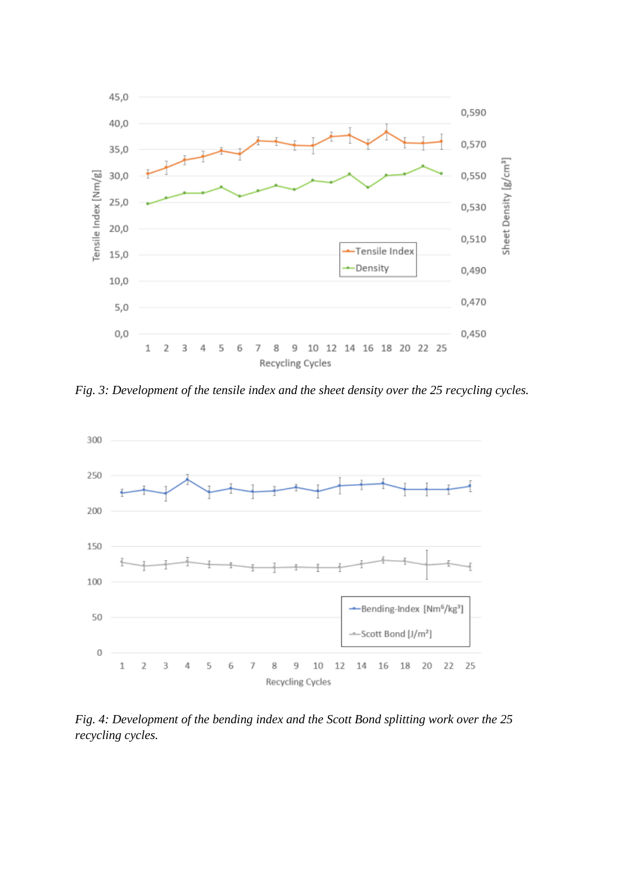*Fig. 3: Development of the tensile index and the sheet density over the 25 recycling cycles.*

*Fig. 4: Development of the bending index and the Scott Bond splitting work over the 25 recycling cycles.*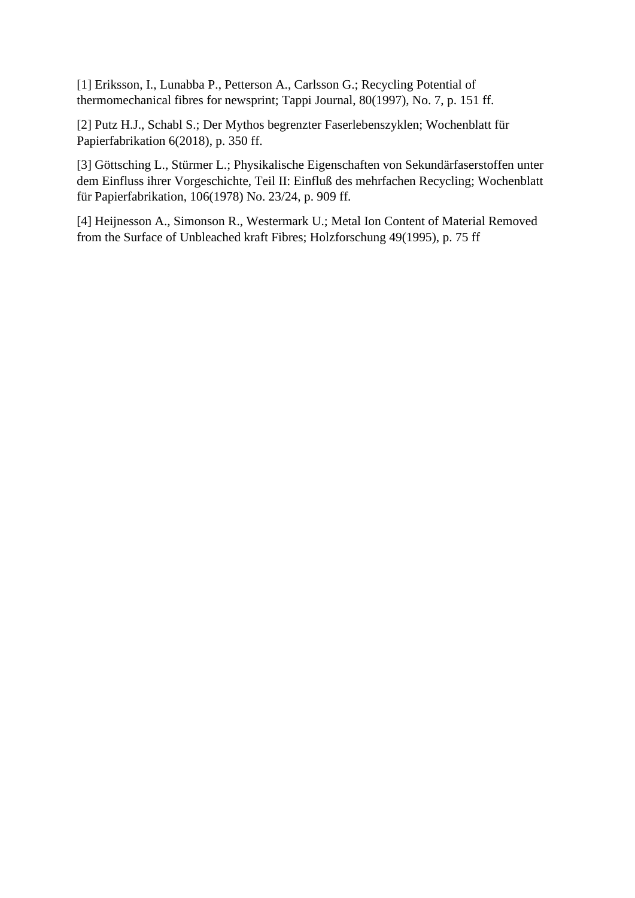[1] Eriksson, I., Lunabba P., Petterson A., Carlsson G.; Recycling Potential of thermomechanical fibres for newsprint; Tappi Journal, 80(1997), No. 7, p. 151 ff.

[2] Putz H.J., Schabl S.; Der Mythos begrenzter Faserlebenszyklen; Wochenblatt für Papierfabrikation 6(2018), p. 350 ff.

[3] Göttsching L., Stürmer L.; Physikalische Eigenschaften von Sekundärfaserstoffen unter dem Einfluss ihrer Vorgeschichte, Teil II: Einfluß des mehrfachen Recycling; Wochenblatt für Papierfabrikation, 106(1978) No. 23/24, p. 909 ff.

[4] Heijnesson A., Simonson R., Westermark U.; Metal Ion Content of Material Removed from the Surface of Unbleached kraft Fibres; Holzforschung 49(1995), p. 75 ff